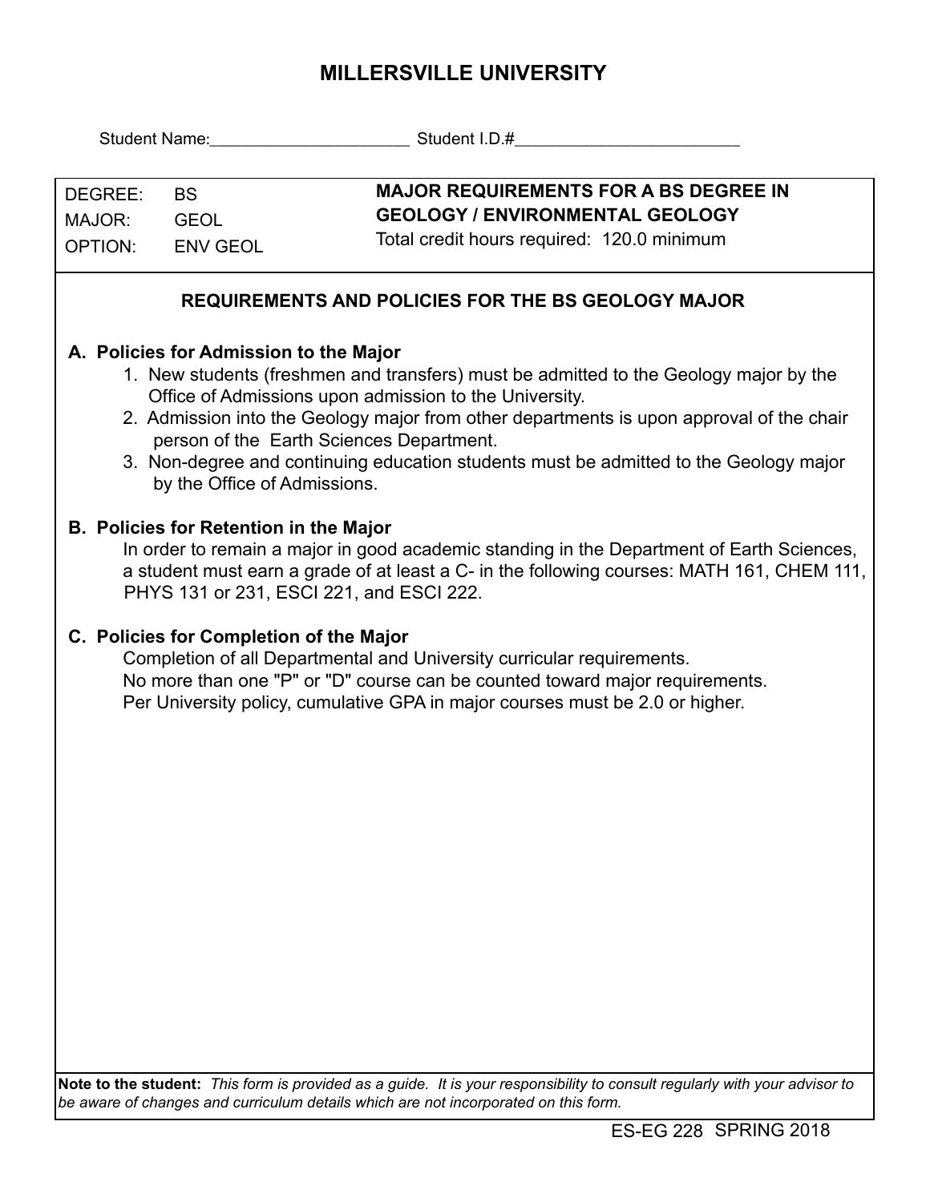# MILLERSVILLE UNIVERSITY

Student Name:______________________ Student I.D.#_________________________

| DEGREE: | BS | **MAJOR REQUIREMENTS FOR A BS DEGREE IN GEOLOGY / ENVIRONMENTAL GEOLOGY** |
|---|---|---|
| MAJOR: | GEOL | Total credit hours required: 120.0 minimum |
| OPTION: | ENV GEOL | |

## REQUIREMENTS AND POLICIES FOR THE BS GEOLOGY MAJOR

### A. Policies for Admission to the Major

1. New students (freshmen and transfers) must be admitted to the Geology major by the Office of Admissions upon admission to the University.
2. Admission into the Geology major from other departments is upon approval of the chair person of the Earth Sciences Department.
3. Non-degree and continuing education students must be admitted to the Geology major by the Office of Admissions.

### B. Policies for Retention in the Major

In order to remain a major in good academic standing in the Department of Earth Sciences, a student must earn a grade of at least a C- in the following courses: MATH 161, CHEM 111, PHYS 131 or 231, ESCI 221, and ESCI 222.

### C. Policies for Completion of the Major

Completion of all Departmental and University curricular requirements.
No more than one "P" or "D" course can be counted toward major requirements.
Per University policy, cumulative GPA in major courses must be 2.0 or higher.

**Note to the student:** *This form is provided as a guide. It is your responsibility to consult regularly with your advisor to be aware of changes and curriculum details which are not incorporated on this form.*

ES-EG 228 SPRING 2018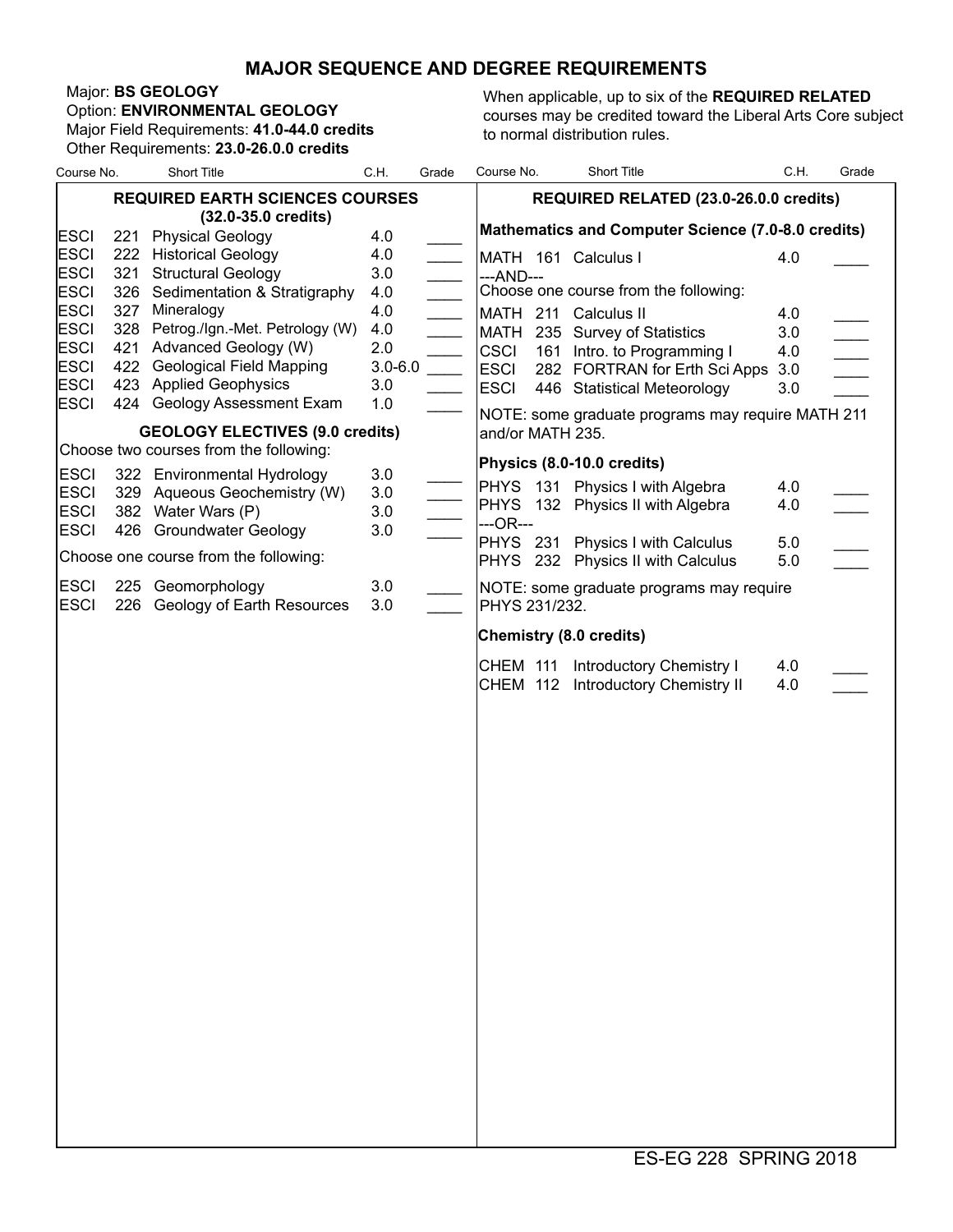# MAJOR SEQUENCE AND DEGREE REQUIREMENTS

Major: **BS GEOLOGY**
Option: **ENVIRONMENTAL GEOLOGY**
Major Field Requirements: **41.0-44.0 credits**
Other Requirements: **23.0-26.0.0 credits**

When applicable, up to six of the **REQUIRED RELATED** courses may be credited toward the Liberal Arts Core subject to normal distribution rules.

## REQUIRED EARTH SCIENCES COURSES (32.0-35.0 credits)

| Course No. | | Short Title | C.H. | Grade |
|---|---|---|---|---|
| ESCI | 221 | Physical Geology | 4.0 | ____ |
| ESCI | 222 | Historical Geology | 4.0 | ____ |
| ESCI | 321 | Structural Geology | 3.0 | ____ |
| ESCI | 326 | Sedimentation & Stratigraphy | 4.0 | ____ |
| ESCI | 327 | Mineralogy | 4.0 | ____ |
| ESCI | 328 | Petrog./Ign.-Met. Petrology (W) | 4.0 | ____ |
| ESCI | 421 | Advanced Geology (W) | 2.0 | ____ |
| ESCI | 422 | Geological Field Mapping | 3.0-6.0 | ____ |
| ESCI | 423 | Applied Geophysics | 3.0 | ____ |
| ESCI | 424 | Geology Assessment Exam | 1.0 | ____ |

## GEOLOGY ELECTIVES (9.0 credits)

Choose two courses from the following:

| Course No. | | Short Title | C.H. | Grade |
|---|---|---|---|---|
| ESCI | 322 | Environmental Hydrology | 3.0 | ____ |
| ESCI | 329 | Aqueous Geochemistry (W) | 3.0 | ____ |
| ESCI | 382 | Water Wars (P) | 3.0 | ____ |
| ESCI | 426 | Groundwater Geology | 3.0 | ____ |

Choose one course from the following:

| Course No. | | Short Title | C.H. | Grade |
|---|---|---|---|---|
| ESCI | 225 | Geomorphology | 3.0 | ____ |
| ESCI | 226 | Geology of Earth Resources | 3.0 | ____ |

## REQUIRED RELATED (23.0-26.0.0 credits)

### Mathematics and Computer Science (7.0-8.0 credits)

| Course No. | | Short Title | C.H. | Grade |
|---|---|---|---|---|
| MATH | 161 | Calculus I | 4.0 | ____ |

---AND---

Choose one course from the following:

| Course No. | | Short Title | C.H. | Grade |
|---|---|---|---|---|
| MATH | 211 | Calculus II | 4.0 | ____ |
| MATH | 235 | Survey of Statistics | 3.0 | ____ |
| CSCI | 161 | Intro. to Programming I | 4.0 | ____ |
| ESCI | 282 | FORTRAN for Erth Sci Apps | 3.0 | ____ |
| ESCI | 446 | Statistical Meteorology | 3.0 | ____ |

NOTE: some graduate programs may require MATH 211 and/or MATH 235.

### Physics (8.0-10.0 credits)

| Course No. | | Short Title | C.H. | Grade |
|---|---|---|---|---|
| PHYS | 131 | Physics I with Algebra | 4.0 | ____ |
| PHYS | 132 | Physics II with Algebra | 4.0 | ____ |

---OR---

| Course No. | | Short Title | C.H. | Grade |
|---|---|---|---|---|
| PHYS | 231 | Physics I with Calculus | 5.0 | ____ |
| PHYS | 232 | Physics II with Calculus | 5.0 | ____ |

NOTE: some graduate programs may require PHYS 231/232.

### Chemistry (8.0 credits)

| Course No. | | Short Title | C.H. | Grade |
|---|---|---|---|---|
| CHEM | 111 | Introductory Chemistry I | 4.0 | ____ |
| CHEM | 112 | Introductory Chemistry II | 4.0 | ____ |

ES-EG 228 SPRING 2018